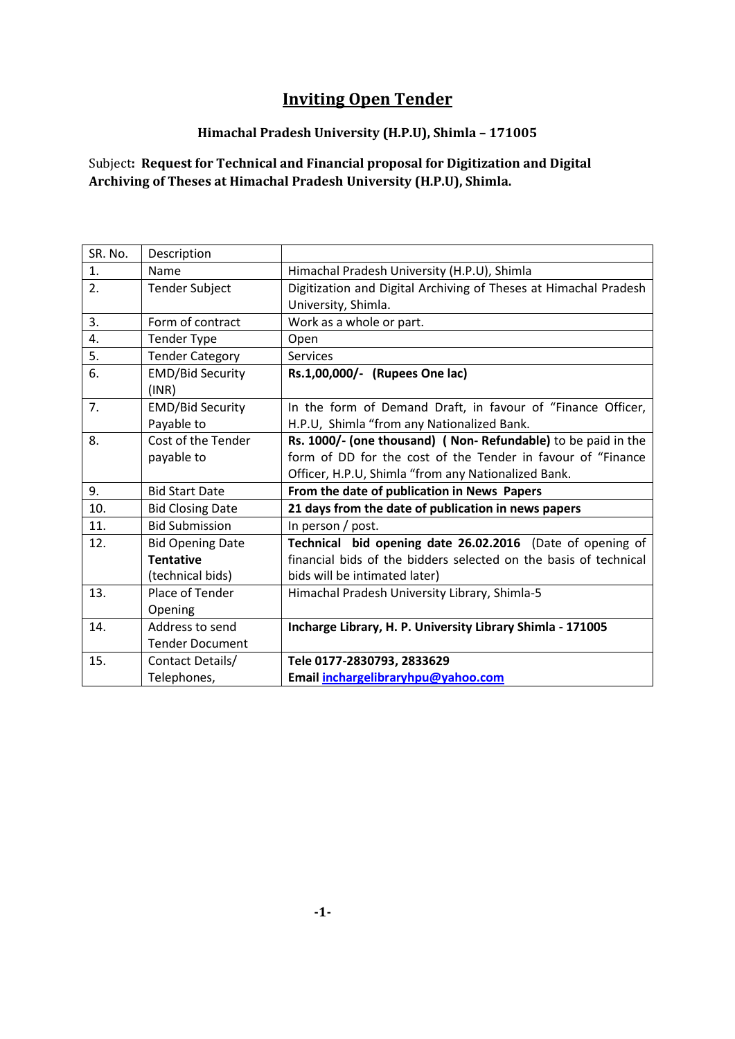# Inviting Open Tender

### Himachal Pradesh University (H.P.U), Shimla – 171005

Subject**: Request for Technical and Financial proposal for Digitization and Digital Archiving of Theses at Himachal Pradesh University (H.P.U), Shimla.**

| SR. No. | Description | |
|---|---|---|
| 1. | Name | Himachal Pradesh University (H.P.U), Shimla |
| 2. | Tender Subject | Digitization and Digital Archiving of Theses at Himachal Pradesh University, Shimla. |
| 3. | Form of contract | Work as a whole or part. |
| 4. | Tender Type | Open |
| 5. | Tender Category | Services |
| 6. | EMD/Bid Security (INR) | **Rs.1,00,000/- (Rupees One lac)** |
| 7. | EMD/Bid Security Payable to | In the form of Demand Draft, in favour of "Finance Officer, H.P.U, Shimla "from any Nationalized Bank. |
| 8. | Cost of the Tender payable to | **Rs. 1000/- (one thousand) ( Non- Refundable)** to be paid in the form of DD for the cost of the Tender in favour of "Finance Officer, H.P.U, Shimla "from any Nationalized Bank. |
| 9. | Bid Start Date | **From the date of publication in News Papers** |
| 10. | Bid Closing Date | **21 days from the date of publication in news papers** |
| 11. | Bid Submission | In person / post. |
| 12. | Bid Opening Date **Tentative** (technical bids) | **Technical bid opening date 26.02.2016** (Date of opening of financial bids of the bidders selected on the basis of technical bids will be intimated later) |
| 13. | Place of Tender Opening | Himachal Pradesh University Library, Shimla-5 |
| 14. | Address to send Tender Document | **Incharge Library, H. P. University Library Shimla - 171005** |
| 15. | Contact Details/ Telephones, | **Tele 0177-2830793, 2833629**<br>**Email inchargelibraryhpu@yahoo.com** |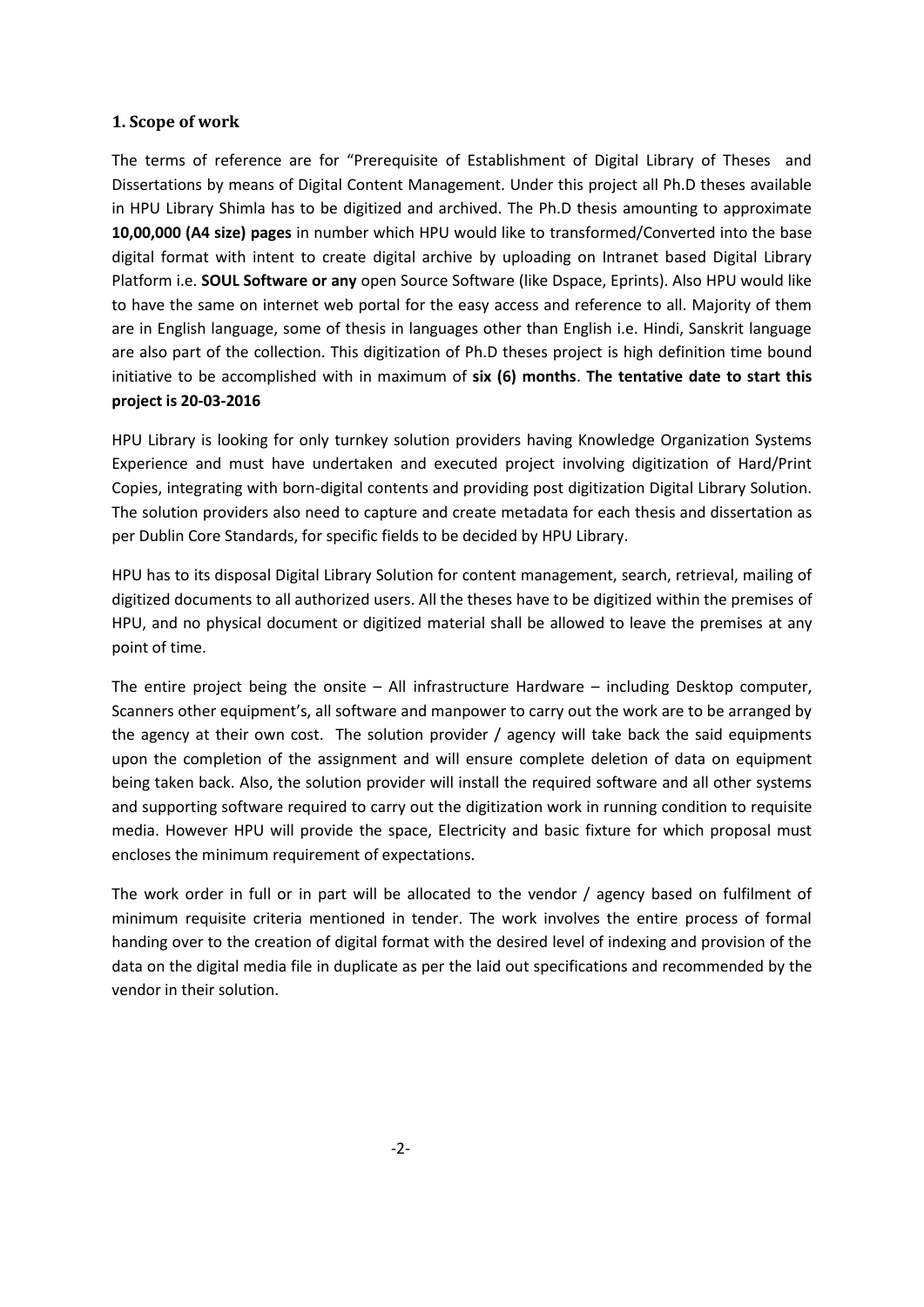## 1. Scope of work

The terms of reference are for "Prerequisite of Establishment of Digital Library of Theses and Dissertations by means of Digital Content Management. Under this project all Ph.D theses available in HPU Library Shimla has to be digitized and archived. The Ph.D thesis amounting to approximate **10,00,000 (A4 size) pages** in number which HPU would like to transformed/Converted into the base digital format with intent to create digital archive by uploading on Intranet based Digital Library Platform i.e. **SOUL Software or any** open Source Software (like Dspace, Eprints). Also HPU would like to have the same on internet web portal for the easy access and reference to all. Majority of them are in English language, some of thesis in languages other than English i.e. Hindi, Sanskrit language are also part of the collection. This digitization of Ph.D theses project is high definition time bound initiative to be accomplished with in maximum of **six (6) months**. **The tentative date to start this project is 20-03-2016**

HPU Library is looking for only turnkey solution providers having Knowledge Organization Systems Experience and must have undertaken and executed project involving digitization of Hard/Print Copies, integrating with born-digital contents and providing post digitization Digital Library Solution. The solution providers also need to capture and create metadata for each thesis and dissertation as per Dublin Core Standards, for specific fields to be decided by HPU Library.

HPU has to its disposal Digital Library Solution for content management, search, retrieval, mailing of digitized documents to all authorized users. All the theses have to be digitized within the premises of HPU, and no physical document or digitized material shall be allowed to leave the premises at any point of time.

The entire project being the onsite – All infrastructure Hardware – including Desktop computer, Scanners other equipment's, all software and manpower to carry out the work are to be arranged by the agency at their own cost. The solution provider / agency will take back the said equipments upon the completion of the assignment and will ensure complete deletion of data on equipment being taken back. Also, the solution provider will install the required software and all other systems and supporting software required to carry out the digitization work in running condition to requisite media. However HPU will provide the space, Electricity and basic fixture for which proposal must encloses the minimum requirement of expectations.

The work order in full or in part will be allocated to the vendor / agency based on fulfilment of minimum requisite criteria mentioned in tender. The work involves the entire process of formal handing over to the creation of digital format with the desired level of indexing and provision of the data on the digital media file in duplicate as per the laid out specifications and recommended by the vendor in their solution.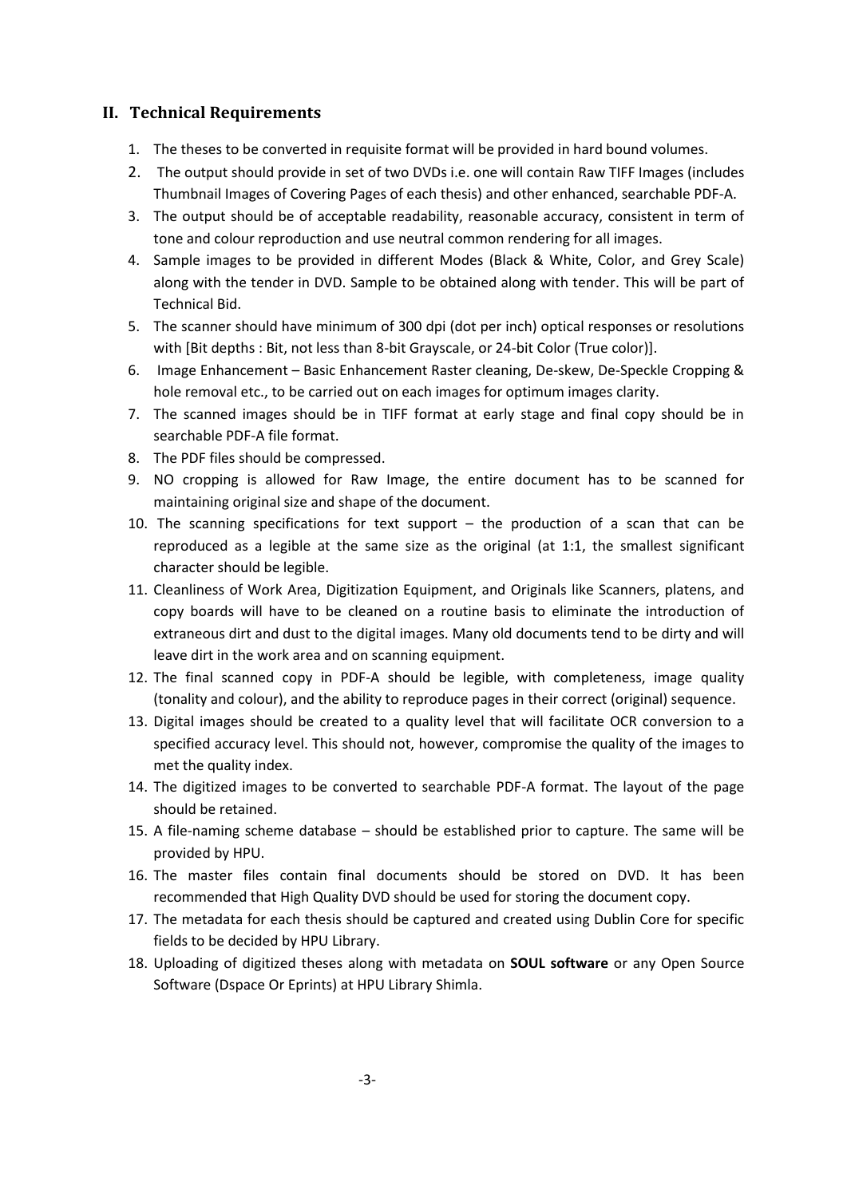## II. Technical Requirements

1. The theses to be converted in requisite format will be provided in hard bound volumes.
2. The output should provide in set of two DVDs i.e. one will contain Raw TIFF Images (includes Thumbnail Images of Covering Pages of each thesis) and other enhanced, searchable PDF-A.
3. The output should be of acceptable readability, reasonable accuracy, consistent in term of tone and colour reproduction and use neutral common rendering for all images.
4. Sample images to be provided in different Modes (Black & White, Color, and Grey Scale) along with the tender in DVD. Sample to be obtained along with tender. This will be part of Technical Bid.
5. The scanner should have minimum of 300 dpi (dot per inch) optical responses or resolutions with [Bit depths : Bit, not less than 8-bit Grayscale, or 24-bit Color (True color)].
6. Image Enhancement – Basic Enhancement Raster cleaning, De-skew, De-Speckle Cropping & hole removal etc., to be carried out on each images for optimum images clarity.
7. The scanned images should be in TIFF format at early stage and final copy should be in searchable PDF-A file format.
8. The PDF files should be compressed.
9. NO cropping is allowed for Raw Image, the entire document has to be scanned for maintaining original size and shape of the document.
10. The scanning specifications for text support – the production of a scan that can be reproduced as a legible at the same size as the original (at 1:1, the smallest significant character should be legible.
11. Cleanliness of Work Area, Digitization Equipment, and Originals like Scanners, platens, and copy boards will have to be cleaned on a routine basis to eliminate the introduction of extraneous dirt and dust to the digital images. Many old documents tend to be dirty and will leave dirt in the work area and on scanning equipment.
12. The final scanned copy in PDF-A should be legible, with completeness, image quality (tonality and colour), and the ability to reproduce pages in their correct (original) sequence.
13. Digital images should be created to a quality level that will facilitate OCR conversion to a specified accuracy level. This should not, however, compromise the quality of the images to met the quality index.
14. The digitized images to be converted to searchable PDF-A format. The layout of the page should be retained.
15. A file-naming scheme database – should be established prior to capture. The same will be provided by HPU.
16. The master files contain final documents should be stored on DVD. It has been recommended that High Quality DVD should be used for storing the document copy.
17. The metadata for each thesis should be captured and created using Dublin Core for specific fields to be decided by HPU Library.
18. Uploading of digitized theses along with metadata on **SOUL software** or any Open Source Software (Dspace Or Eprints) at HPU Library Shimla.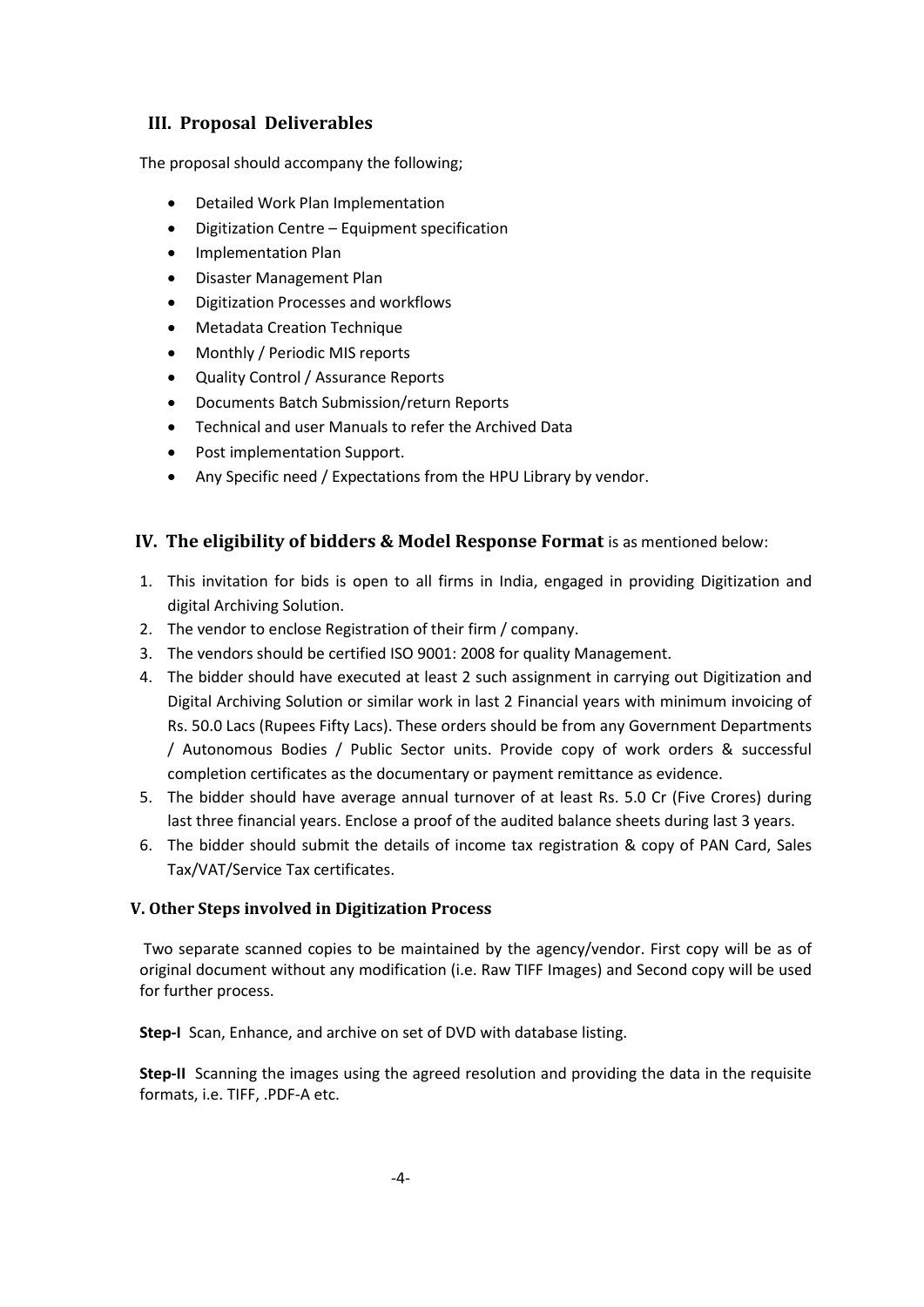## III. Proposal Deliverables

The proposal should accompany the following;

- Detailed Work Plan Implementation
- Digitization Centre – Equipment specification
- Implementation Plan
- Disaster Management Plan
- Digitization Processes and workflows
- Metadata Creation Technique
- Monthly / Periodic MIS reports
- Quality Control / Assurance Reports
- Documents Batch Submission/return Reports
- Technical and user Manuals to refer the Archived Data
- Post implementation Support.
- Any Specific need / Expectations from the HPU Library by vendor.

## IV. The eligibility of bidders & Model Response Format is as mentioned below:

1. This invitation for bids is open to all firms in India, engaged in providing Digitization and digital Archiving Solution.
2. The vendor to enclose Registration of their firm / company.
3. The vendors should be certified ISO 9001: 2008 for quality Management.
4. The bidder should have executed at least 2 such assignment in carrying out Digitization and Digital Archiving Solution or similar work in last 2 Financial years with minimum invoicing of Rs. 50.0 Lacs (Rupees Fifty Lacs). These orders should be from any Government Departments / Autonomous Bodies / Public Sector units. Provide copy of work orders & successful completion certificates as the documentary or payment remittance as evidence.
5. The bidder should have average annual turnover of at least Rs. 5.0 Cr (Five Crores) during last three financial years. Enclose a proof of the audited balance sheets during last 3 years.
6. The bidder should submit the details of income tax registration & copy of PAN Card, Sales Tax/VAT/Service Tax certificates.

### V. Other Steps involved in Digitization Process

Two separate scanned copies to be maintained by the agency/vendor. First copy will be as of original document without any modification (i.e. Raw TIFF Images) and Second copy will be used for further process.

**Step-I** Scan, Enhance, and archive on set of DVD with database listing.

**Step-II** Scanning the images using the agreed resolution and providing the data in the requisite formats, i.e. TIFF, .PDF-A etc.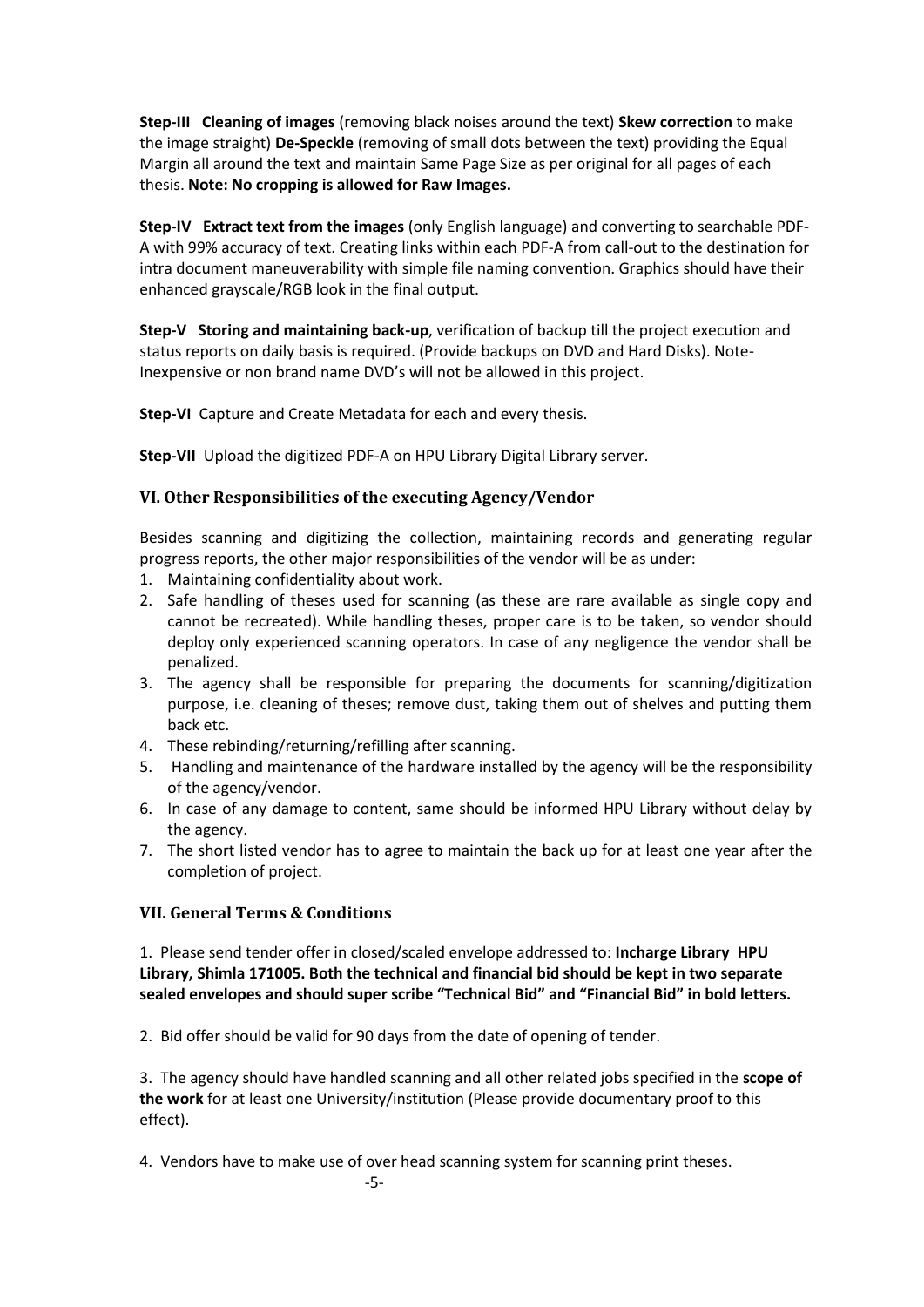**Step-III Cleaning of images** (removing black noises around the text) **Skew correction** to make the image straight) **De-Speckle** (removing of small dots between the text) providing the Equal Margin all around the text and maintain Same Page Size as per original for all pages of each thesis. **Note: No cropping is allowed for Raw Images.**

**Step-IV Extract text from the images** (only English language) and converting to searchable PDF-A with 99% accuracy of text. Creating links within each PDF-A from call-out to the destination for intra document maneuverability with simple file naming convention. Graphics should have their enhanced grayscale/RGB look in the final output.

**Step-V Storing and maintaining back-up**, verification of backup till the project execution and status reports on daily basis is required. (Provide backups on DVD and Hard Disks). Note- Inexpensive or non brand name DVD's will not be allowed in this project.

**Step-VI** Capture and Create Metadata for each and every thesis.

**Step-VII** Upload the digitized PDF-A on HPU Library Digital Library server.

## VI. Other Responsibilities of the executing Agency/Vendor

Besides scanning and digitizing the collection, maintaining records and generating regular progress reports, the other major responsibilities of the vendor will be as under:

1. Maintaining confidentiality about work.
2. Safe handling of theses used for scanning (as these are rare available as single copy and cannot be recreated). While handling theses, proper care is to be taken, so vendor should deploy only experienced scanning operators. In case of any negligence the vendor shall be penalized.
3. The agency shall be responsible for preparing the documents for scanning/digitization purpose, i.e. cleaning of theses; remove dust, taking them out of shelves and putting them back etc.
4. These rebinding/returning/refilling after scanning.
5. Handling and maintenance of the hardware installed by the agency will be the responsibility of the agency/vendor.
6. In case of any damage to content, same should be informed HPU Library without delay by the agency.
7. The short listed vendor has to agree to maintain the back up for at least one year after the completion of project.

## VII. General Terms & Conditions

1. Please send tender offer in closed/scaled envelope addressed to: **Incharge Library HPU Library, Shimla 171005. Both the technical and financial bid should be kept in two separate sealed envelopes and should super scribe "Technical Bid" and "Financial Bid" in bold letters.**

2. Bid offer should be valid for 90 days from the date of opening of tender.

3. The agency should have handled scanning and all other related jobs specified in the **scope of the work** for at least one University/institution (Please provide documentary proof to this effect).

4. Vendors have to make use of over head scanning system for scanning print theses.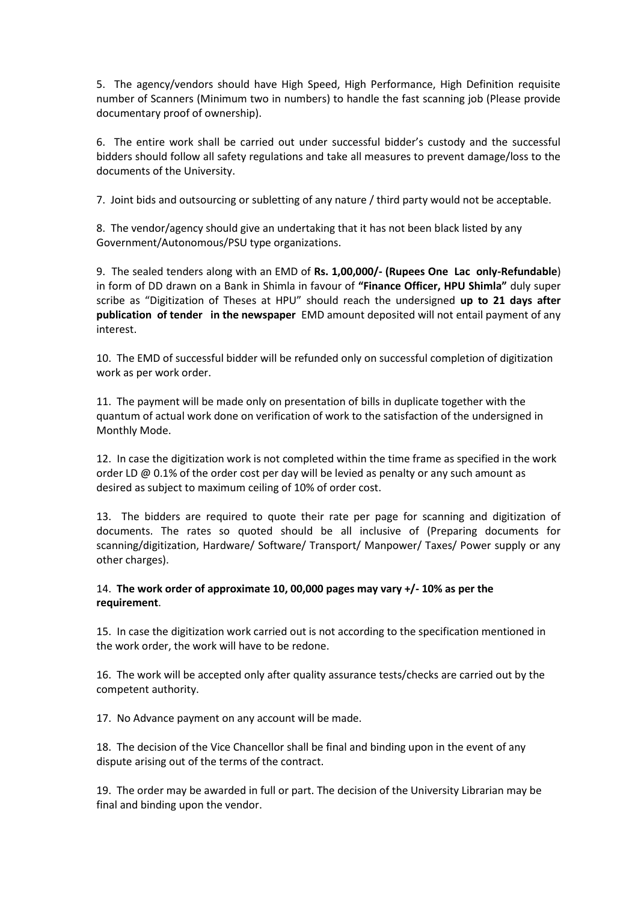5. The agency/vendors should have High Speed, High Performance, High Definition requisite number of Scanners (Minimum two in numbers) to handle the fast scanning job (Please provide documentary proof of ownership).

6. The entire work shall be carried out under successful bidder's custody and the successful bidders should follow all safety regulations and take all measures to prevent damage/loss to the documents of the University.

7. Joint bids and outsourcing or subletting of any nature / third party would not be acceptable.

8. The vendor/agency should give an undertaking that it has not been black listed by any Government/Autonomous/PSU type organizations.

9. The sealed tenders along with an EMD of **Rs. 1,00,000/- (Rupees One Lac only-Refundable**) in form of DD drawn on a Bank in Shimla in favour of **"Finance Officer, HPU Shimla"** duly super scribe as "Digitization of Theses at HPU" should reach the undersigned **up to 21 days after publication of tender in the newspaper** EMD amount deposited will not entail payment of any interest.

10. The EMD of successful bidder will be refunded only on successful completion of digitization work as per work order.

11. The payment will be made only on presentation of bills in duplicate together with the quantum of actual work done on verification of work to the satisfaction of the undersigned in Monthly Mode.

12. In case the digitization work is not completed within the time frame as specified in the work order LD @ 0.1% of the order cost per day will be levied as penalty or any such amount as desired as subject to maximum ceiling of 10% of order cost.

13. The bidders are required to quote their rate per page for scanning and digitization of documents. The rates so quoted should be all inclusive of (Preparing documents for scanning/digitization, Hardware/ Software/ Transport/ Manpower/ Taxes/ Power supply or any other charges).

14. **The work order of approximate 10, 00,000 pages may vary +/- 10% as per the requirement**.

15. In case the digitization work carried out is not according to the specification mentioned in the work order, the work will have to be redone.

16. The work will be accepted only after quality assurance tests/checks are carried out by the competent authority.

17. No Advance payment on any account will be made.

18. The decision of the Vice Chancellor shall be final and binding upon in the event of any dispute arising out of the terms of the contract.

19. The order may be awarded in full or part. The decision of the University Librarian may be final and binding upon the vendor.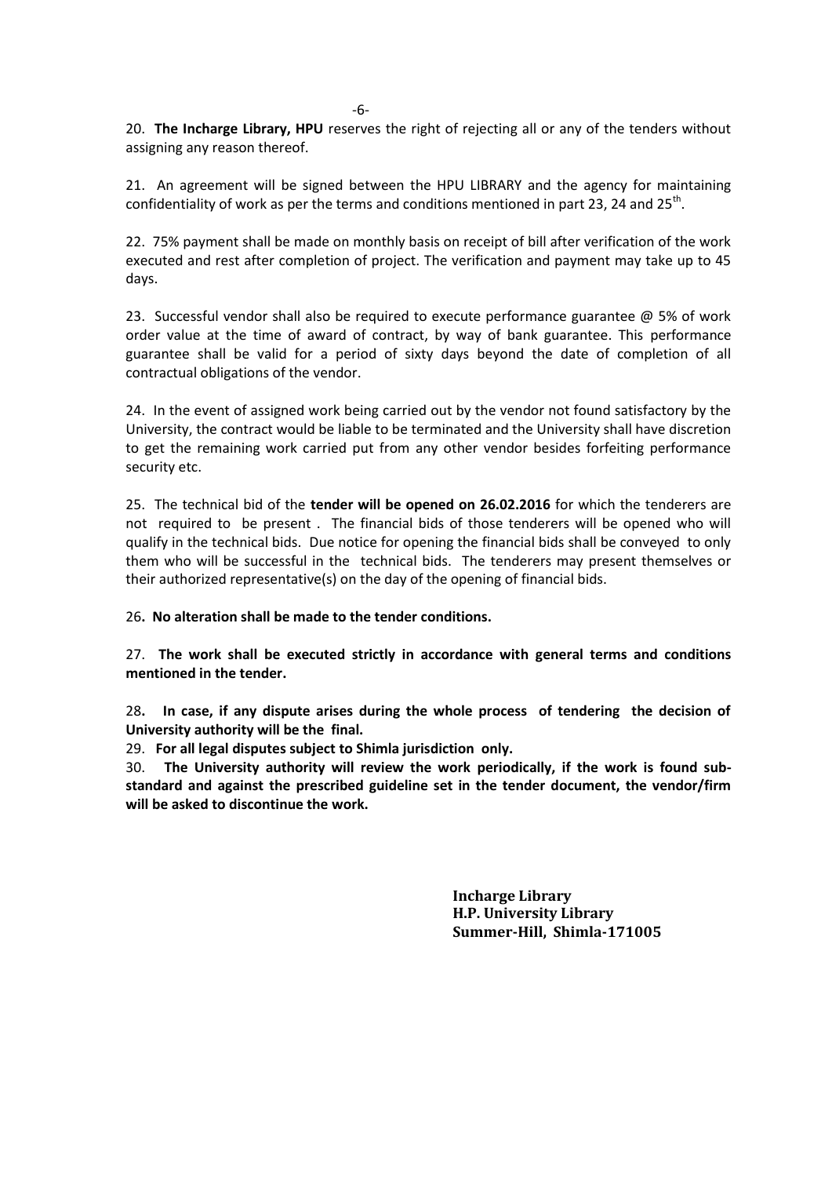20. **The Incharge Library, HPU** reserves the right of rejecting all or any of the tenders without assigning any reason thereof.

21. An agreement will be signed between the HPU LIBRARY and the agency for maintaining confidentiality of work as per the terms and conditions mentioned in part 23, 24 and 25th.

22. 75% payment shall be made on monthly basis on receipt of bill after verification of the work executed and rest after completion of project. The verification and payment may take up to 45 days.

23. Successful vendor shall also be required to execute performance guarantee @ 5% of work order value at the time of award of contract, by way of bank guarantee. This performance guarantee shall be valid for a period of sixty days beyond the date of completion of all contractual obligations of the vendor.

24. In the event of assigned work being carried out by the vendor not found satisfactory by the University, the contract would be liable to be terminated and the University shall have discretion to get the remaining work carried put from any other vendor besides forfeiting performance security etc.

25. The technical bid of the **tender will be opened on 26.02.2016** for which the tenderers are not required to be present . The financial bids of those tenderers will be opened who will qualify in the technical bids. Due notice for opening the financial bids shall be conveyed to only them who will be successful in the technical bids. The tenderers may present themselves or their authorized representative(s) on the day of the opening of financial bids.

26**. No alteration shall be made to the tender conditions.**

27. **The work shall be executed strictly in accordance with general terms and conditions mentioned in the tender.**

28**. In case, if any dispute arises during the whole process of tendering the decision of University authority will be the final.**

29. **For all legal disputes subject to Shimla jurisdiction only.**

30. **The University authority will review the work periodically, if the work is found sub-standard and against the prescribed guideline set in the tender document, the vendor/firm will be asked to discontinue the work.**

**Incharge Library**
**H.P. University Library**
**Summer-Hill, Shimla-171005**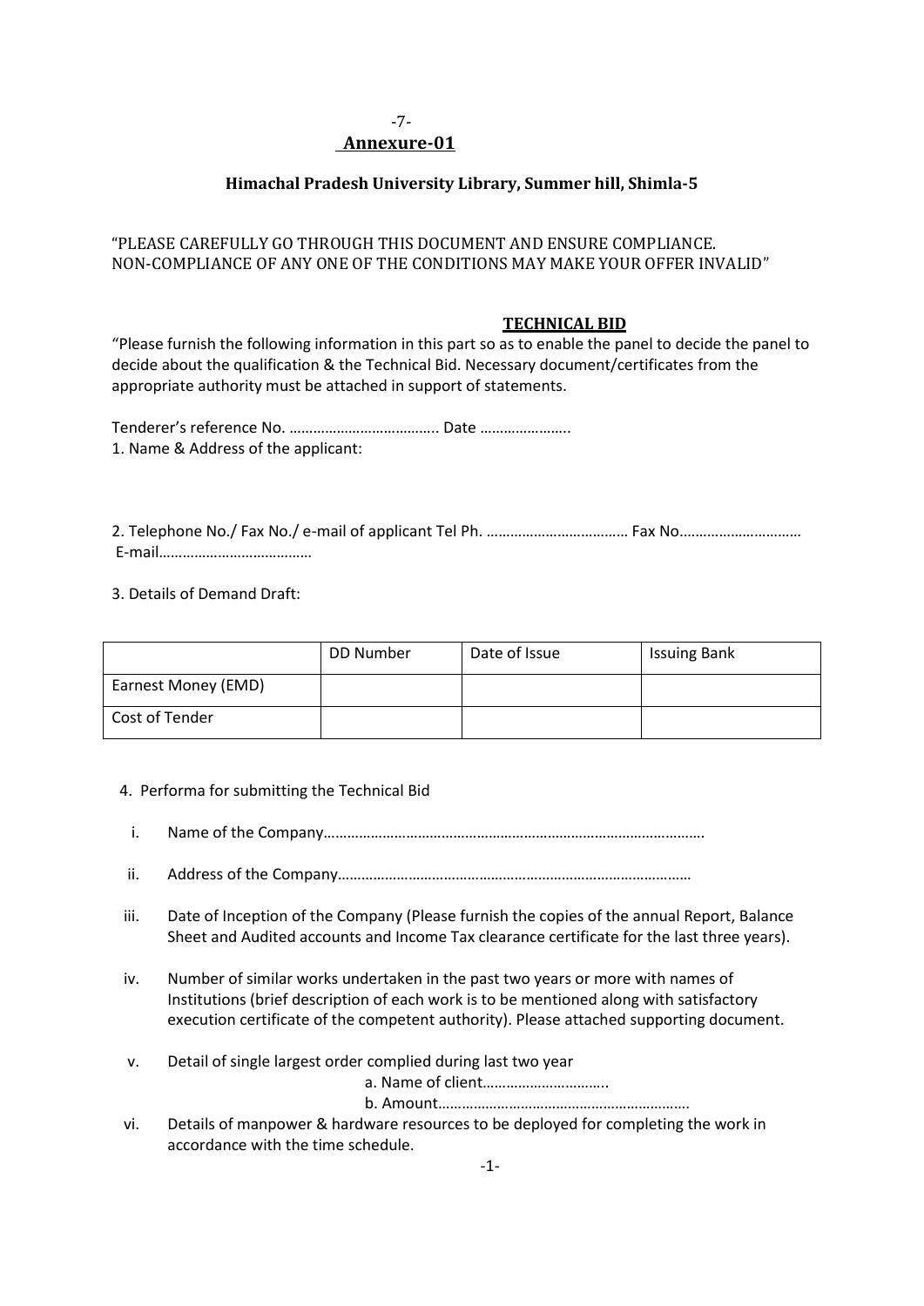## Annexure-01

### Himachal Pradesh University Library, Summer hill, Shimla-5

"PLEASE CAREFULLY GO THROUGH THIS DOCUMENT AND ENSURE COMPLIANCE. NON-COMPLIANCE OF ANY ONE OF THE CONDITIONS MAY MAKE YOUR OFFER INVALID"

### TECHNICAL BID

"Please furnish the following information in this part so as to enable the panel to decide the panel to decide about the qualification & the Technical Bid. Necessary document/certificates from the appropriate authority must be attached in support of statements.

Tenderer's reference No. ……………………………….. Date …………………..

1. Name & Address of the applicant:

2. Telephone No./ Fax No./ e-mail of applicant Tel Ph. ……………………………… Fax No………………………… E-mail…………………………………

3. Details of Demand Draft:

| | DD Number | Date of Issue | Issuing Bank |
|---|---|---|---|
| Earnest Money (EMD) | | | |
| Cost of Tender | | | |

4. Performa for submitting the Technical Bid

   i. Name of the Company…………………………………………………………………………………….

   ii. Address of the Company……………………………………………………………………………

   iii. Date of Inception of the Company (Please furnish the copies of the annual Report, Balance Sheet and Audited accounts and Income Tax clearance certificate for the last three years).

   iv. Number of similar works undertaken in the past two years or more with names of Institutions (brief description of each work is to be mentioned along with satisfactory execution certificate of the competent authority). Please attached supporting document.

   v. Detail of single largest order complied during last two year
      a. Name of client…………………………..
      b. Amount……………………………………………………….

   vi. Details of manpower & hardware resources to be deployed for completing the work in accordance with the time schedule.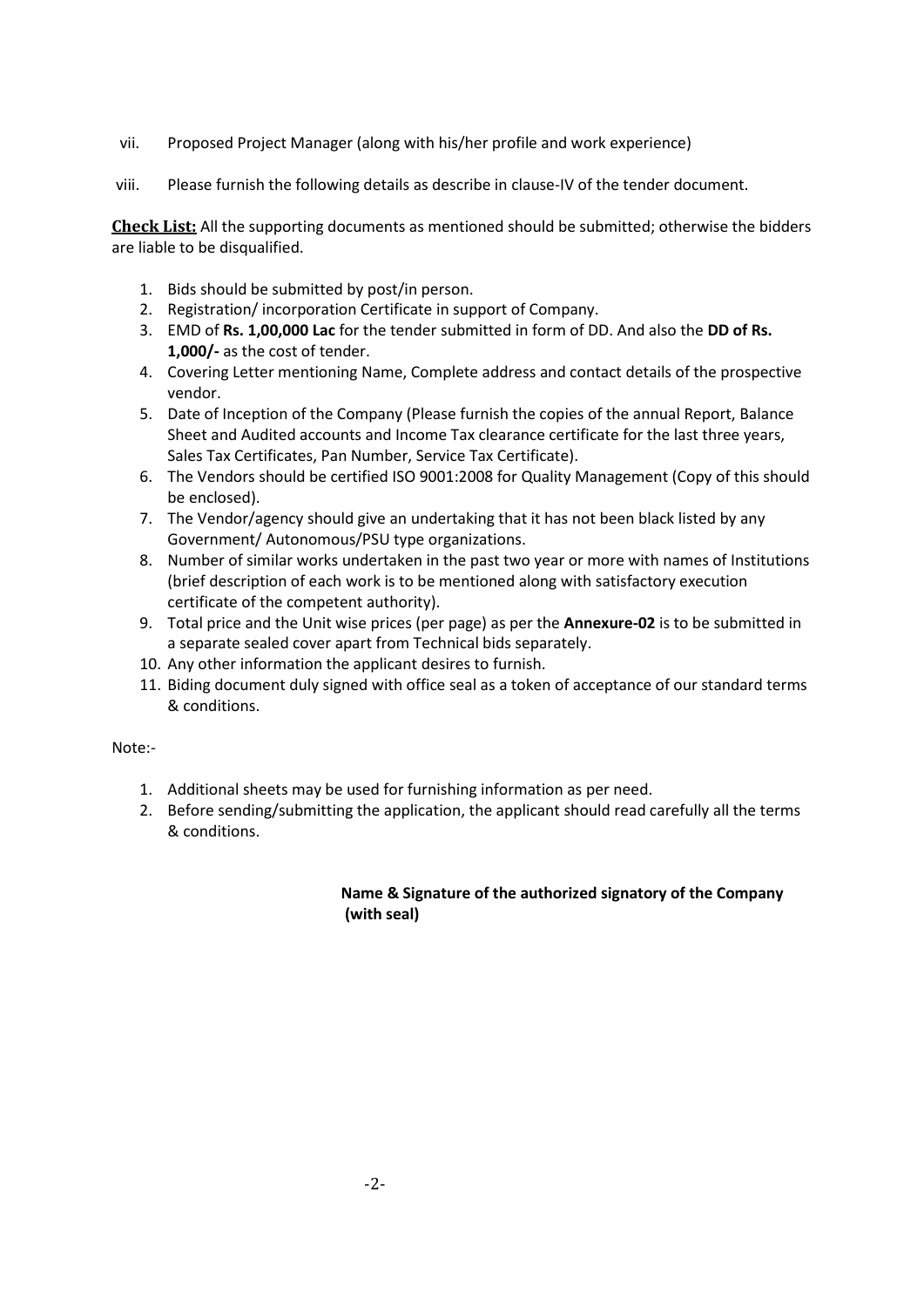vii. Proposed Project Manager (along with his/her profile and work experience)

viii. Please furnish the following details as describe in clause-IV of the tender document.

**Check List:** All the supporting documents as mentioned should be submitted; otherwise the bidders are liable to be disqualified.

1. Bids should be submitted by post/in person.
2. Registration/ incorporation Certificate in support of Company.
3. EMD of **Rs. 1,00,000 Lac** for the tender submitted in form of DD. And also the **DD of Rs. 1,000/-** as the cost of tender.
4. Covering Letter mentioning Name, Complete address and contact details of the prospective vendor.
5. Date of Inception of the Company (Please furnish the copies of the annual Report, Balance Sheet and Audited accounts and Income Tax clearance certificate for the last three years, Sales Tax Certificates, Pan Number, Service Tax Certificate).
6. The Vendors should be certified ISO 9001:2008 for Quality Management (Copy of this should be enclosed).
7. The Vendor/agency should give an undertaking that it has not been black listed by any Government/ Autonomous/PSU type organizations.
8. Number of similar works undertaken in the past two year or more with names of Institutions (brief description of each work is to be mentioned along with satisfactory execution certificate of the competent authority).
9. Total price and the Unit wise prices (per page) as per the **Annexure-02** is to be submitted in a separate sealed cover apart from Technical bids separately.
10. Any other information the applicant desires to furnish.
11. Biding document duly signed with office seal as a token of acceptance of our standard terms & conditions.

Note:-

1. Additional sheets may be used for furnishing information as per need.
2. Before sending/submitting the application, the applicant should read carefully all the terms & conditions.

**Name & Signature of the authorized signatory of the Company (with seal)**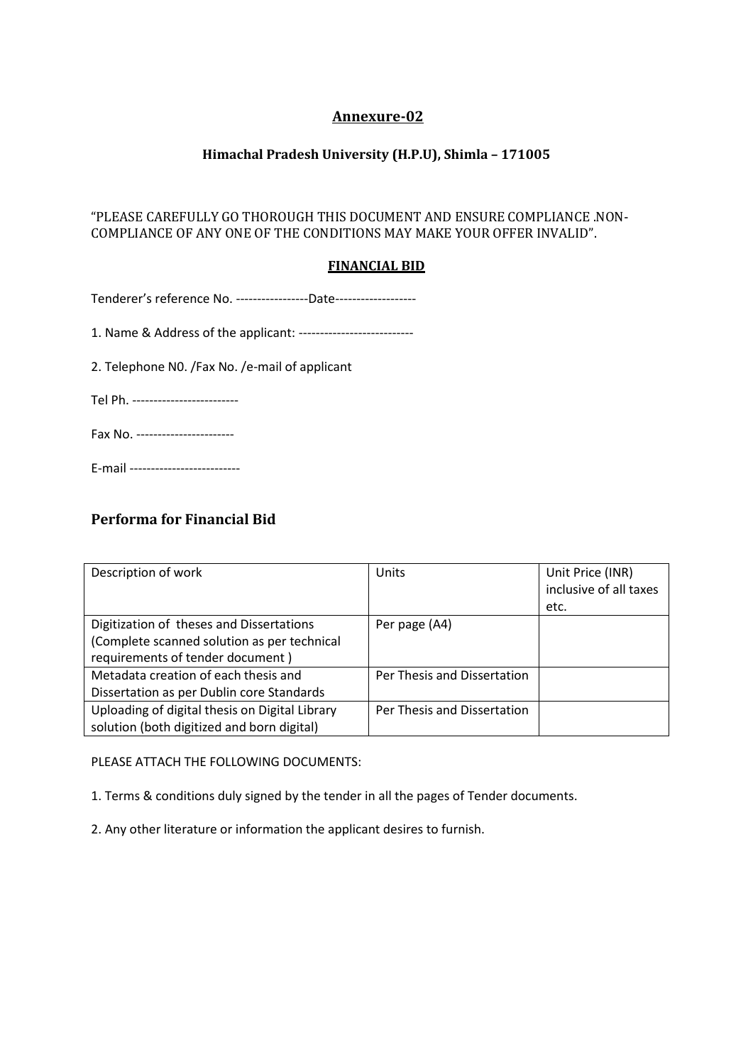## Annexure-02

### Himachal Pradesh University (H.P.U), Shimla – 171005

"PLEASE CAREFULLY GO THOROUGH THIS DOCUMENT AND ENSURE COMPLIANCE .NON-COMPLIANCE OF ANY ONE OF THE CONDITIONS MAY MAKE YOUR OFFER INVALID".

**FINANCIAL BID**

Tenderer's reference No. -----------------Date-------------------

1. Name & Address of the applicant: ---------------------------

2. Telephone N0. /Fax No. /e-mail of applicant

Tel Ph. -------------------------

Fax No. -----------------------

E-mail --------------------------

## Performa for Financial Bid

| Description of work | Units | Unit Price (INR) inclusive of all taxes etc. |
|---|---|---|
| Digitization of theses and Dissertations (Complete scanned solution as per technical requirements of tender document ) | Per page (A4) | |
| Metadata creation of each thesis and Dissertation as per Dublin core Standards | Per Thesis and Dissertation | |
| Uploading of digital thesis on Digital Library solution (both digitized and born digital) | Per Thesis and Dissertation | |

PLEASE ATTACH THE FOLLOWING DOCUMENTS:

1. Terms & conditions duly signed by the tender in all the pages of Tender documents.

2. Any other literature or information the applicant desires to furnish.